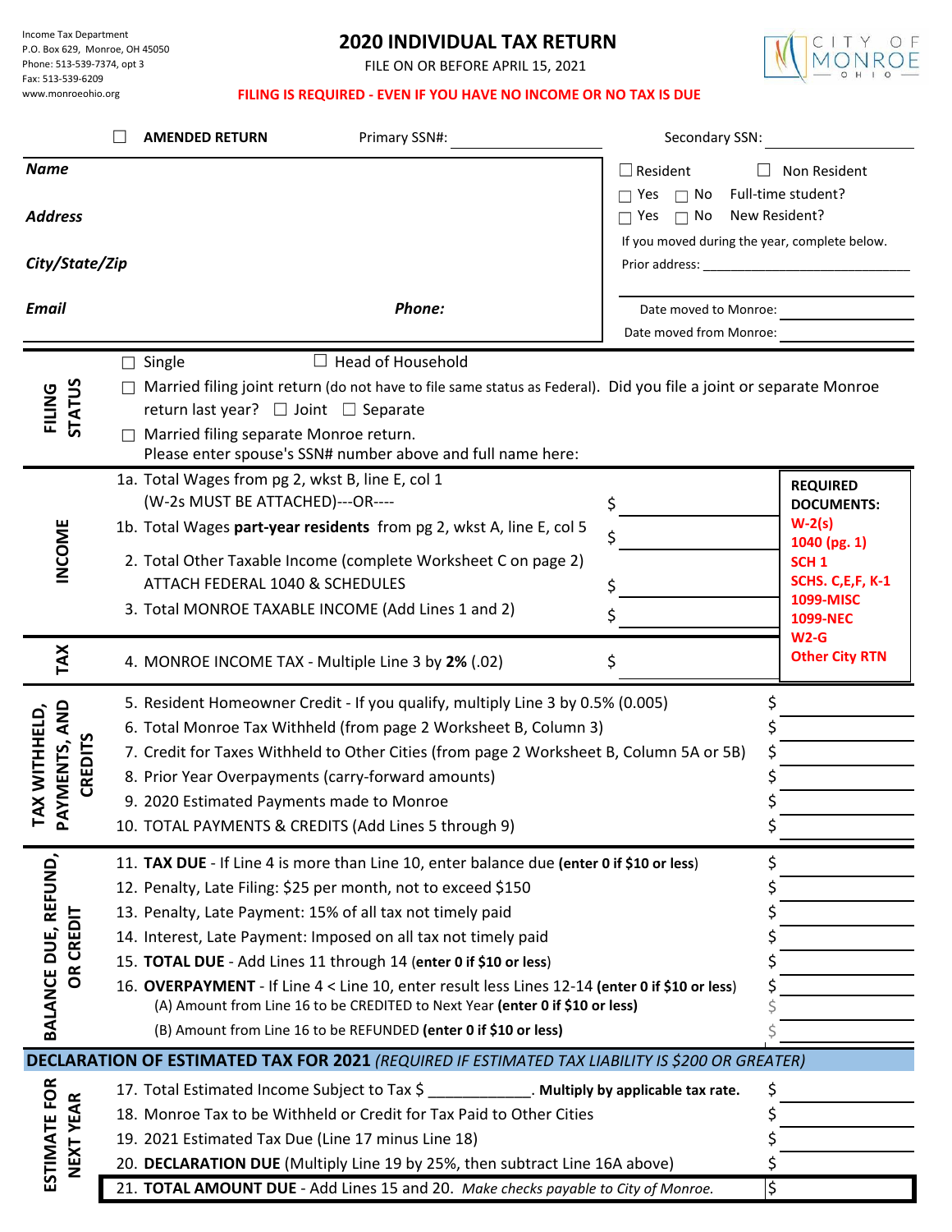Income Tax Department
P.O. Box 629, Monroe, OH 45050
Phone: 513-539-7374, opt 3
Fax: 513-539-6209
www.monroeohio.org

# 2020 INDIVIDUAL TAX RETURN

FILE ON OR BEFORE APRIL 15, 2021

CITY OF MONROE OHIO

**FILING IS REQUIRED - EVEN IF YOU HAVE NO INCOME OR NO TAX IS DUE**

☐ **AMENDED RETURN** Primary SSN#: ____________ Secondary SSN: ____________

***Name***

***Address***

***City/State/Zip***

***Email*** ***Phone:***

☐ Resident ☐ Non Resident

☐ Yes ☐ No Full-time student?

☐ Yes ☐ No New Resident?

If you moved during the year, complete below.

Prior address: ____________

Date moved to Monroe: ____________

Date moved from Monroe: ____________

## FILING STATUS

☐ Single ☐ Head of Household

☐ Married filing joint return (do not have to file same status as Federal). Did you file a joint or separate Monroe return last year? ☐ Joint ☐ Separate

☐ Married filing separate Monroe return.
Please enter spouse's SSN# number above and full name here:

## INCOME

1a. Total Wages from pg 2, wkst B, line E, col 1 (W-2s MUST BE ATTACHED)---OR---- $ ____________

1b. Total Wages **part-year residents** from pg 2, wkst A, line E, col 5 $ ____________

2. Total Other Taxable Income (complete Worksheet C on page 2) ATTACH FEDERAL 1040 & SCHEDULES $ ____________

3. Total MONROE TAXABLE INCOME (Add Lines 1 and 2) $ ____________

**REQUIRED DOCUMENTS:**
W-2(s)
1040 (pg. 1)
SCH 1
SCHS. C,E,F, K-1
1099-MISC
1099-NEC
W2-G
Other City RTN

## TAX

4. MONROE INCOME TAX - Multiple Line 3 by **2%** (.02) $ ____________

## TAX WITHHELD, PAYMENTS, AND CREDITS

5. Resident Homeowner Credit - If you qualify, multiply Line 3 by 0.5% (0.005) $ ____________
6. Total Monroe Tax Withheld (from page 2 Worksheet B, Column 3) $ ____________
7. Credit for Taxes Withheld to Other Cities (from page 2 Worksheet B, Column 5A or 5B) $ ____________
8. Prior Year Overpayments (carry-forward amounts) $ ____________
9. 2020 Estimated Payments made to Monroe $ ____________
10. TOTAL PAYMENTS & CREDITS (Add Lines 5 through 9) $ ____________

## BALANCE DUE, REFUND, OR CREDIT

11. **TAX DUE** - If Line 4 is more than Line 10, enter balance due **(enter 0 if $10 or less)** $ ____________
12. Penalty, Late Filing: $25 per month, not to exceed $150 $ ____________
13. Penalty, Late Payment: 15% of all tax not timely paid $ ____________
14. Interest, Late Payment: Imposed on all tax not timely paid $ ____________
15. **TOTAL DUE** - Add Lines 11 through 14 **(enter 0 if $10 or less)** $ ____________
16. **OVERPAYMENT** - If Line 4 < Line 10, enter result less Lines 12-14 **(enter 0 if $10 or less)** $ ____________
(A) Amount from Line 16 to be CREDITED to Next Year **(enter 0 if $10 or less)** $ ____________
(B) Amount from Line 16 to be REFUNDED **(enter 0 if $10 or less)** $ ____________

## DECLARATION OF ESTIMATED TAX FOR 2021 *(REQUIRED IF ESTIMATED TAX LIABILITY IS $200 OR GREATER)*

### ESTIMATE FOR NEXT YEAR

17. Total Estimated Income Subject to Tax $ ____________. **Multiply by applicable tax rate.** $ ____________
18. Monroe Tax to be Withheld or Credit for Tax Paid to Other Cities $ ____________
19. 2021 Estimated Tax Due (Line 17 minus Line 18) $ ____________
20. **DECLARATION DUE** (Multiply Line 19 by 25%, then subtract Line 16A above) $ ____________
21. **TOTAL AMOUNT DUE** - Add Lines 15 and 20. *Make checks payable to City of Monroe.* $ ____________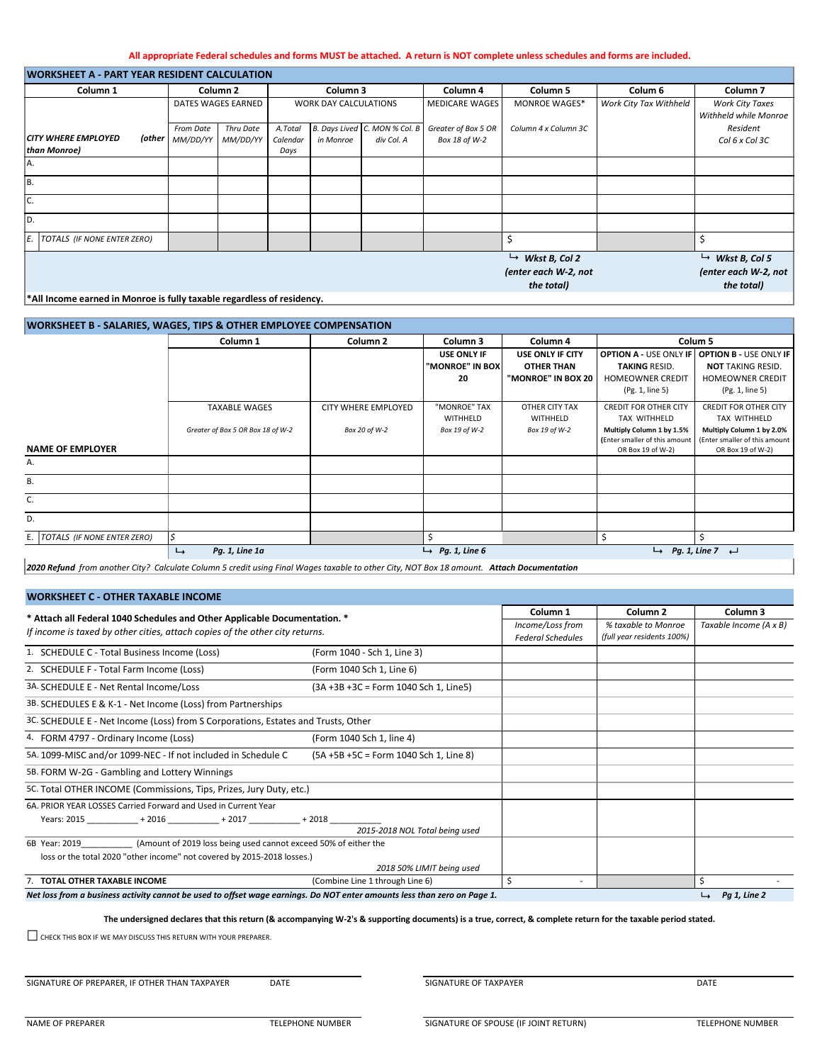**All appropriate Federal schedules and forms MUST be attached. A return is NOT complete unless schedules and forms are included.**

## WORKSHEET A - PART YEAR RESIDENT CALCULATION

| Column 1 | Column 2 | | Column 3 | | | Column 4 | Column 5 | Colum 6 | Column 7 |
|---|---|---|---|---|---|---|---|---|---|
| | DATES WAGES EARNED | | WORK DAY CALCULATIONS | | | MEDICARE WAGES | MONROE WAGES* | *Work City Tax Withheld* | *Work City Taxes Withheld while Monroe Resident* |
| *CITY WHERE EMPLOYED (other than Monroe)* | *From Date MM/DD/YY* | *Thru Date MM/DD/YY* | *A.Total Calendar Days* | *B. Days Lived in Monroe* | *C. MON % Col. B div Col. A* | *Greater of Box 5 OR Box 18 of W-2* | *Column 4 x Column 3C* | | *Col 6 x Col 3C* |
| A. | | | | | | | | | |
| B. | | | | | | | | | |
| C. | | | | | | | | | |
| D. | | | | | | | | | |
| E. *TOTALS (IF NONE ENTER ZERO)* | | | | | | | $ | | $ |
| | | | | | | | ↳ ***Wkst B, Col 2 (enter each W-2, not the total)*** | | ↳ ***Wkst B, Col 5 (enter each W-2, not the total)*** |

***All Income earned in Monroe is fully taxable regardless of residency.**

## WORKSHEET B - SALARIES, WAGES, TIPS & OTHER EMPLOYEE COMPENSATION

| | Column 1 | Column 2 | Column 3 | Column 4 | Colum 5 | |
|---|---|---|---|---|---|---|
| | | | **USE ONLY IF "MONROE" IN BOX 20** | **USE ONLY IF CITY OTHER THAN "MONROE" IN BOX 20** | **OPTION A** - USE ONLY IF **TAKING** RESID. HOMEOWNER CREDIT (Pg. 1, line 5) | **OPTION B** - USE ONLY IF **NOT** TAKING RESID. HOMEOWNER CREDIT (Pg. 1, line 5) |
| **NAME OF EMPLOYER** | TAXABLE WAGES *Greater of Box 5 OR Box 18 of W-2* | CITY WHERE EMPLOYED *Box 20 of W-2* | "MONROE" TAX WITHHELD *Box 19 of W-2* | OTHER CITY TAX WITHHELD *Box 19 of W-2* | CREDIT FOR OTHER CITY TAX WITHHELD **Multiply Column 1 by 1.5%** (Enter smaller of this amount OR Box 19 of W-2) | CREDIT FOR OTHER CITY TAX WITHHELD **Multiply Column 1 by 2.0%** (Enter smaller of this amount OR Box 19 of W-2) |
| A. | | | | | | |
| B. | | | | | | |
| C. | | | | | | |
| D. | | | | | | |
| E. *TOTALS (IF NONE ENTER ZERO)* | $ | | $ | | $ | $ |
| | ↳ ***Pg. 1, Line 1a*** | | ↳ ***Pg. 1, Line 6*** | | ↳ ***Pg. 1, Line 7*** ↵ | |

***2020 Refund** from another City? Calculate Column 5 credit using Final Wages taxable to other City, NOT Box 18 amount.* ***Attach Documentation***

## WORKSHEET C - OTHER TAXABLE INCOME

| **\* Attach all Federal 1040 Schedules and Other Applicable Documentation. \*** *If income is taxed by other cities, attach copies of the other city returns.* | | Column 1 *Income/Loss from Federal Schedules* | Column 2 *% taxable to Monroe (full year residents 100%)* | Column 3 *Taxable Income (A x B)* |
|---|---|---|---|---|
| 1. SCHEDULE C - Total Business Income (Loss) | (Form 1040 - Sch 1, Line 3) | | | |
| 2. SCHEDULE F - Total Farm Income (Loss) | (Form 1040 Sch 1, Line 6) | | | |
| 3A. SCHEDULE E - Net Rental Income/Loss | (3A +3B +3C = Form 1040 Sch 1, Line5) | | | |
| 3B. SCHEDULES E & K-1 - Net Income (Loss) from Partnerships | | | | |
| 3C. SCHEDULE E - Net Income (Loss) from S Corporations, Estates and Trusts, Other | | | | |
| 4. FORM 4797 - Ordinary Income (Loss) | (Form 1040 Sch 1, line 4) | | | |
| 5A. 1099-MISC and/or 1099-NEC - If not included in Schedule C | (5A +5B +5C = Form 1040 Sch 1, Line 8) | | | |
| 5B. FORM W-2G - Gambling and Lottery Winnings | | | | |
| 5C. Total OTHER INCOME (Commissions, Tips, Prizes, Jury Duty, etc.) | | | | |
| 6A. PRIOR YEAR LOSSES Carried Forward and Used in Current Year Years: 2015 ___________ + 2016 ___________ + 2017 ___________ + 2018 ___________ | *2015-2018 NOL Total being used* | | | |
| 6B Year: 2019___________ (Amount of 2019 loss being used cannot exceed 50% of either the loss or the total 2020 "other income" not covered by 2015-2018 losses.) | *2018 50% LIMIT being used* | | | |
| 7. **TOTAL OTHER TAXABLE INCOME** | (Combine Line 1 through Line 6) | $ - | | $ - |

***Net loss from a business activity cannot be used to offset wage earnings. Do NOT enter amounts less than zero on Page 1.*** ↳ ***Pg 1, Line 2***

**The undersigned declares that this return (& accompanying W-2's & supporting documents) is a true, correct, & complete return for the taxable period stated.**

☐ CHECK THIS BOX IF WE MAY DISCUSS THIS RETURN WITH YOUR PREPARER.

SIGNATURE OF PREPARER, IF OTHER THAN TAXPAYER DATE

SIGNATURE OF TAXPAYER DATE

NAME OF PREPARER TELEPHONE NUMBER

SIGNATURE OF SPOUSE (IF JOINT RETURN) TELEPHONE NUMBER